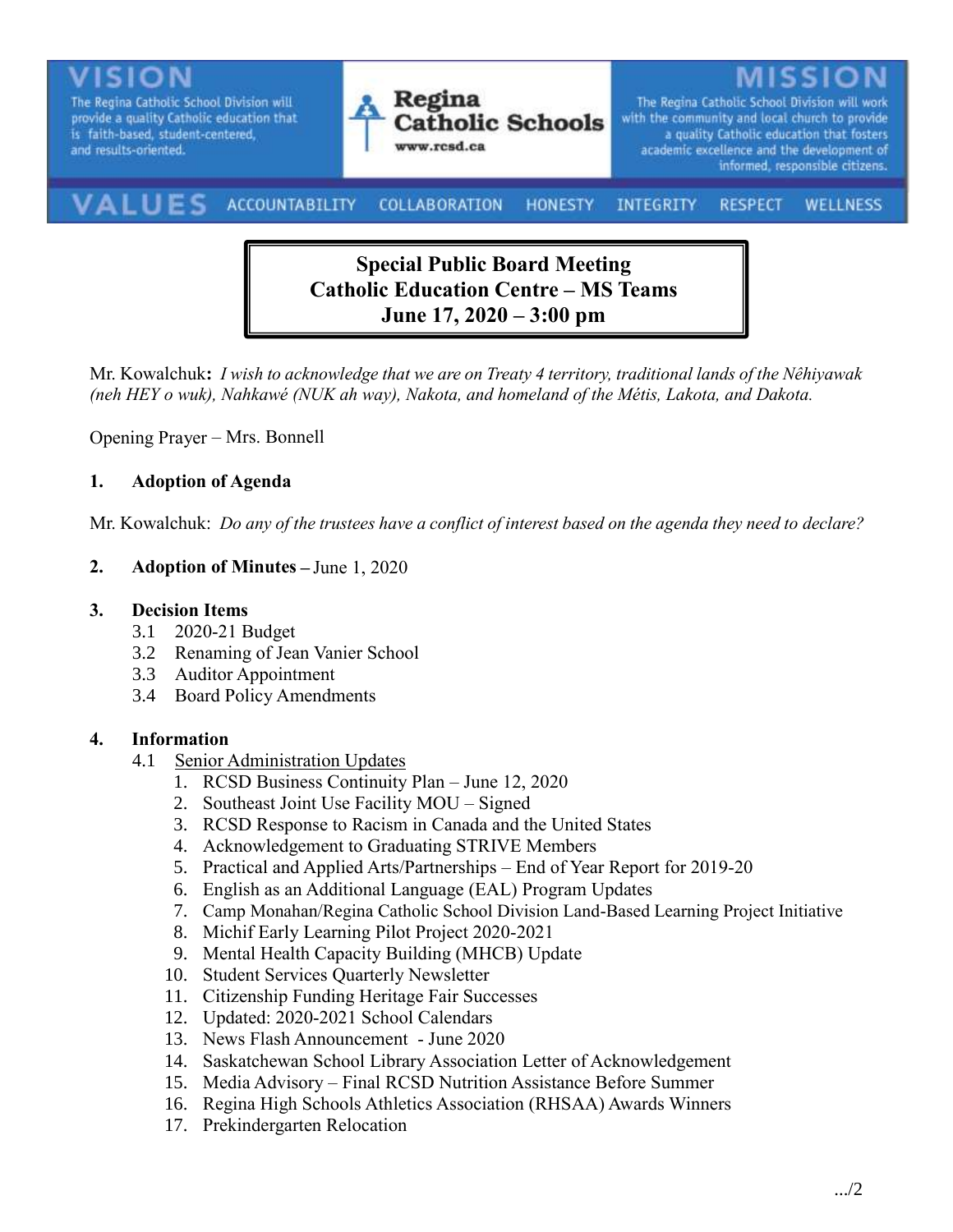**VISION**

The Regina Catholic School Division will provide a quality Catholic education that is faith-based, student-centered, and results-oriented.

**Regina Catholic Schools**
www.rcsd.ca

**MISSION**

The Regina Catholic School Division will work with the community and local church to provide a quality Catholic education that fosters academic excellence and the development of informed, responsible citizens.

**VALUES** ACCOUNTABILITY COLLABORATION HONESTY INTEGRITY RESPECT WELLNESS

# Special Public Board Meeting
# Catholic Education Centre – MS Teams
# June 17, 2020 – 3:00 pm

Mr. Kowalchuk**:** *I wish to acknowledge that we are on Treaty 4 territory, traditional lands of the Nêhiyawak (neh HEY o wuk), Nahkawé (NUK ah way), Nakota, and homeland of the Métis, Lakota, and Dakota.*

Opening Prayer – Mrs. Bonnell

**1. Adoption of Agenda**

Mr. Kowalchuk: *Do any of the trustees have a conflict of interest based on the agenda they need to declare?*

**2. Adoption of Minutes –** June 1, 2020

**3. Decision Items**

- 3.1 2020-21 Budget
- 3.2 Renaming of Jean Vanier School
- 3.3 Auditor Appointment
- 3.4 Board Policy Amendments

**4. Information**

- 4.1 Senior Administration Updates
  1. RCSD Business Continuity Plan – June 12, 2020
  2. Southeast Joint Use Facility MOU – Signed
  3. RCSD Response to Racism in Canada and the United States
  4. Acknowledgement to Graduating STRIVE Members
  5. Practical and Applied Arts/Partnerships – End of Year Report for 2019-20
  6. English as an Additional Language (EAL) Program Updates
  7. Camp Monahan/Regina Catholic School Division Land-Based Learning Project Initiative
  8. Michif Early Learning Pilot Project 2020-2021
  9. Mental Health Capacity Building (MHCB) Update
  10. Student Services Quarterly Newsletter
  11. Citizenship Funding Heritage Fair Successes
  12. Updated: 2020-2021 School Calendars
  13. News Flash Announcement - June 2020
  14. Saskatchewan School Library Association Letter of Acknowledgement
  15. Media Advisory – Final RCSD Nutrition Assistance Before Summer
  16. Regina High Schools Athletics Association (RHSAA) Awards Winners
  17. Prekindergarten Relocation

.../2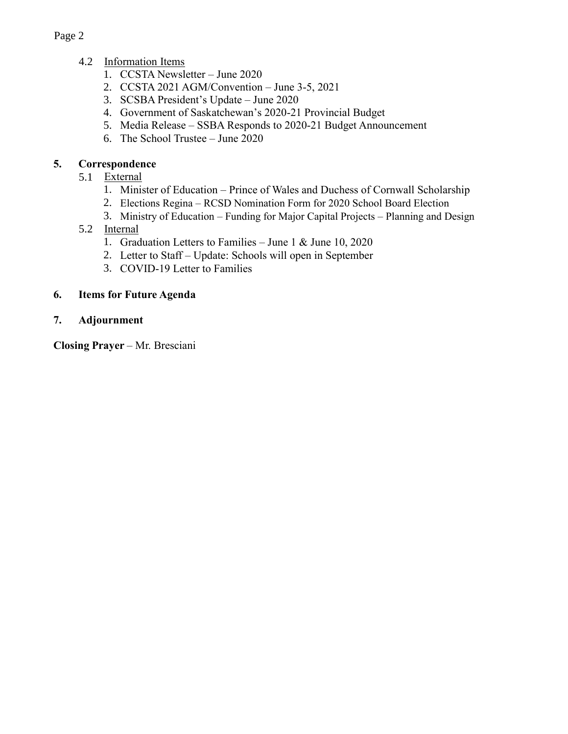4.2 Information Items

1. CCSTA Newsletter – June 2020
2. CCSTA 2021 AGM/Convention – June 3-5, 2021
3. SCSBA President's Update – June 2020
4. Government of Saskatchewan's 2020-21 Provincial Budget
5. Media Release – SSBA Responds to 2020-21 Budget Announcement
6. The School Trustee – June 2020

**5. Correspondence**

5.1 External

1. Minister of Education – Prince of Wales and Duchess of Cornwall Scholarship
2. Elections Regina – RCSD Nomination Form for 2020 School Board Election
3. Ministry of Education – Funding for Major Capital Projects – Planning and Design

5.2 Internal

1. Graduation Letters to Families – June 1 & June 10, 2020
2. Letter to Staff – Update: Schools will open in September
3. COVID-19 Letter to Families

**6. Items for Future Agenda**

**7. Adjournment**

**Closing Prayer** – Mr. Bresciani